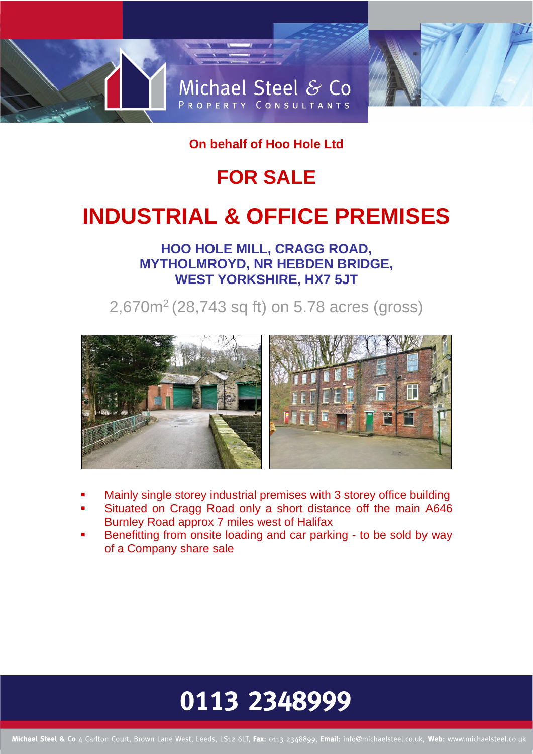Michael Steel & Co
PROPERTY CONSULTANTS

**On behalf of Hoo Hole Ltd**

# FOR SALE

# INDUSTRIAL & OFFICE PREMISES

## HOO HOLE MILL, CRAGG ROAD, MYTHOLMROYD, NR HEBDEN BRIDGE, WEST YORKSHIRE, HX7 5JT

2,670m$^2$ (28,743 sq ft) on 5.78 acres (gross)

- Mainly single storey industrial premises with 3 storey office building
- Situated on Cragg Road only a short distance off the main A646 Burnley Road approx 7 miles west of Halifax
- Benefitting from onsite loading and car parking - to be sold by way of a Company share sale

**0113 2348999**

**Michael Steel & Co** 4 Carlton Court, Brown Lane West, Leeds, LS12 6LT, **Fax:** 0113 2348899, **Email:** info@michaelsteel.co.uk, **Web:** www.michaelsteel.co.uk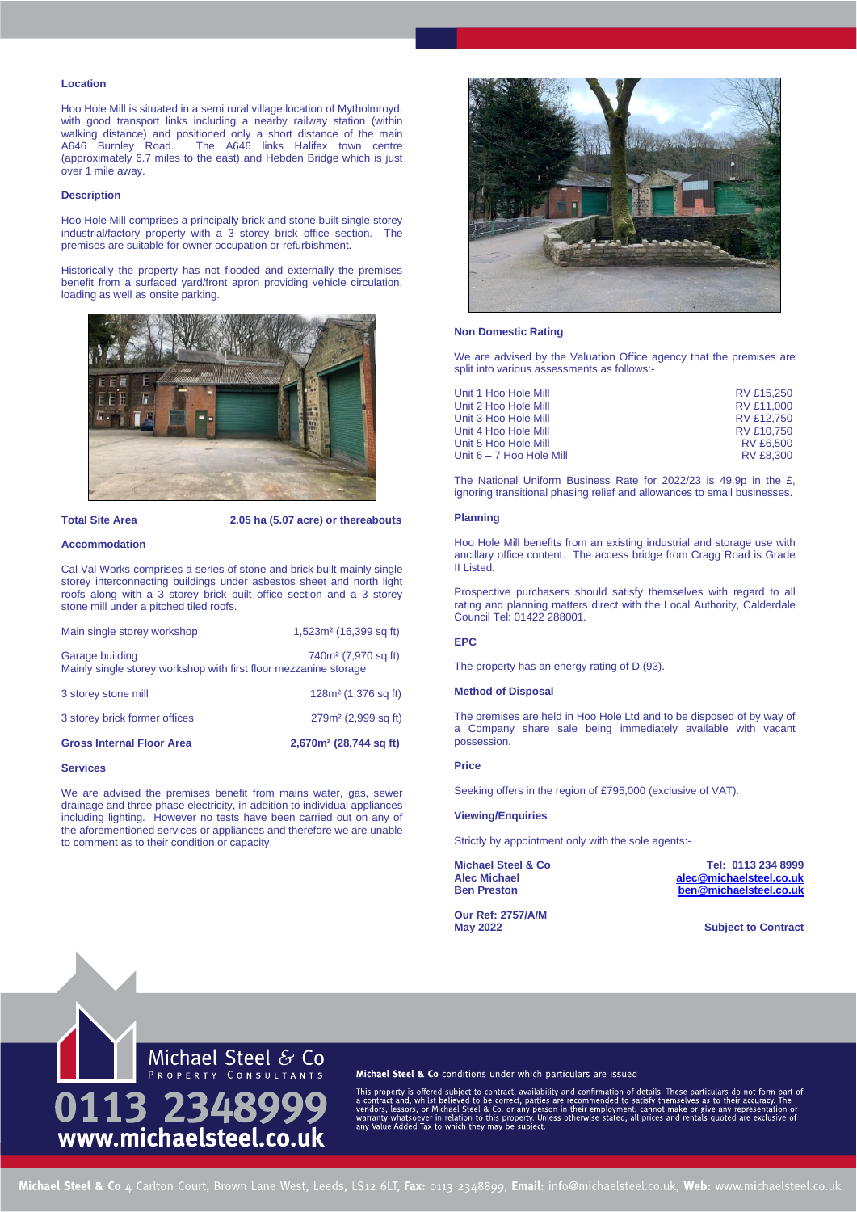### Location

Hoo Hole Mill is situated in a semi rural village location of Mytholmroyd, with good transport links including a nearby railway station (within walking distance) and positioned only a short distance of the main A646 Burnley Road. The A646 links Halifax town centre (approximately 6.7 miles to the east) and Hebden Bridge which is just over 1 mile away.

### Description

Hoo Hole Mill comprises a principally brick and stone built single storey industrial/factory property with a 3 storey brick office section. The premises are suitable for owner occupation or refurbishment.

Historically the property has not flooded and externally the premises benefit from a surfaced yard/front apron providing vehicle circulation, loading as well as onsite parking.

**Total Site Area** **2.05 ha (5.07 acre) or thereabouts**

### Accommodation

Cal Val Works comprises a series of stone and brick built mainly single storey interconnecting buildings under asbestos sheet and north light roofs along with a 3 storey brick built office section and a 3 storey stone mill under a pitched tiled roofs.

| | |
|---|---|
| Main single storey workshop | 1,523m² (16,399 sq ft) |
| Garage building<br>Mainly single storey workshop with first floor mezzanine storage | 740m² (7,970 sq ft) |
| 3 storey stone mill | 128m² (1,376 sq ft) |
| 3 storey brick former offices | 279m² (2,999 sq ft) |
| **Gross Internal Floor Area** | **2,670m² (28,744 sq ft)** |

### Services

We are advised the premises benefit from mains water, gas, sewer drainage and three phase electricity, in addition to individual appliances including lighting. However no tests have been carried out on any of the aforementioned services or appliances and therefore we are unable to comment as to their condition or capacity.

### Non Domestic Rating

We are advised by the Valuation Office agency that the premises are split into various assessments as follows:-

| | |
|---|---|
| Unit 1 Hoo Hole Mill | RV £15,250 |
| Unit 2 Hoo Hole Mill | RV £11,000 |
| Unit 3 Hoo Hole Mill | RV £12,750 |
| Unit 4 Hoo Hole Mill | RV £10,750 |
| Unit 5 Hoo Hole Mill | RV £6,500 |
| Unit 6 – 7 Hoo Hole Mill | RV £8,300 |

The National Uniform Business Rate for 2022/23 is 49.9p in the £, ignoring transitional phasing relief and allowances to small businesses.

### Planning

Hoo Hole Mill benefits from an existing industrial and storage use with ancillary office content. The access bridge from Cragg Road is Grade II Listed.

Prospective purchasers should satisfy themselves with regard to all rating and planning matters direct with the Local Authority, Calderdale Council Tel: 01422 288001.

### EPC

The property has an energy rating of D (93).

### Method of Disposal

The premises are held in Hoo Hole Ltd and to be disposed of by way of a Company share sale being immediately available with vacant possession.

### Price

Seeking offers in the region of £795,000 (exclusive of VAT).

### Viewing/Enquiries

Strictly by appointment only with the sole agents:-

**Michael Steel & Co** **Tel: 0113 234 8999**
**Alec Michael** **alec@michaelsteel.co.uk**
**Ben Preston** **ben@michaelsteel.co.uk**

**Our Ref: 2757/A/M**
**May 2022** **Subject to Contract**

Michael Steel & Co
PROPERTY CONSULTANTS
0113 2348999
www.michaelsteel.co.uk

**Michael Steel & Co** conditions under which particulars are issued

This property is offered subject to contract, availability and confirmation of details. These particulars do not form part of a contract and, whilst believed to be correct, parties are recommended to satisfy themselves as to their accuracy. The vendors, lessors, or Michael Steel & Co. or any person in their employment, cannot make or give any representation or warranty whatsoever in relation to this property. Unless otherwise stated, all prices and rentals quoted are exclusive of any Value Added Tax to which they may be subject.

**Michael Steel & Co** 4 Carlton Court, Brown Lane West, Leeds, LS12 6LT, **Fax:** 0113 2348899, **Email:** info@michaelsteel.co.uk, **Web:** www.michaelsteel.co.uk